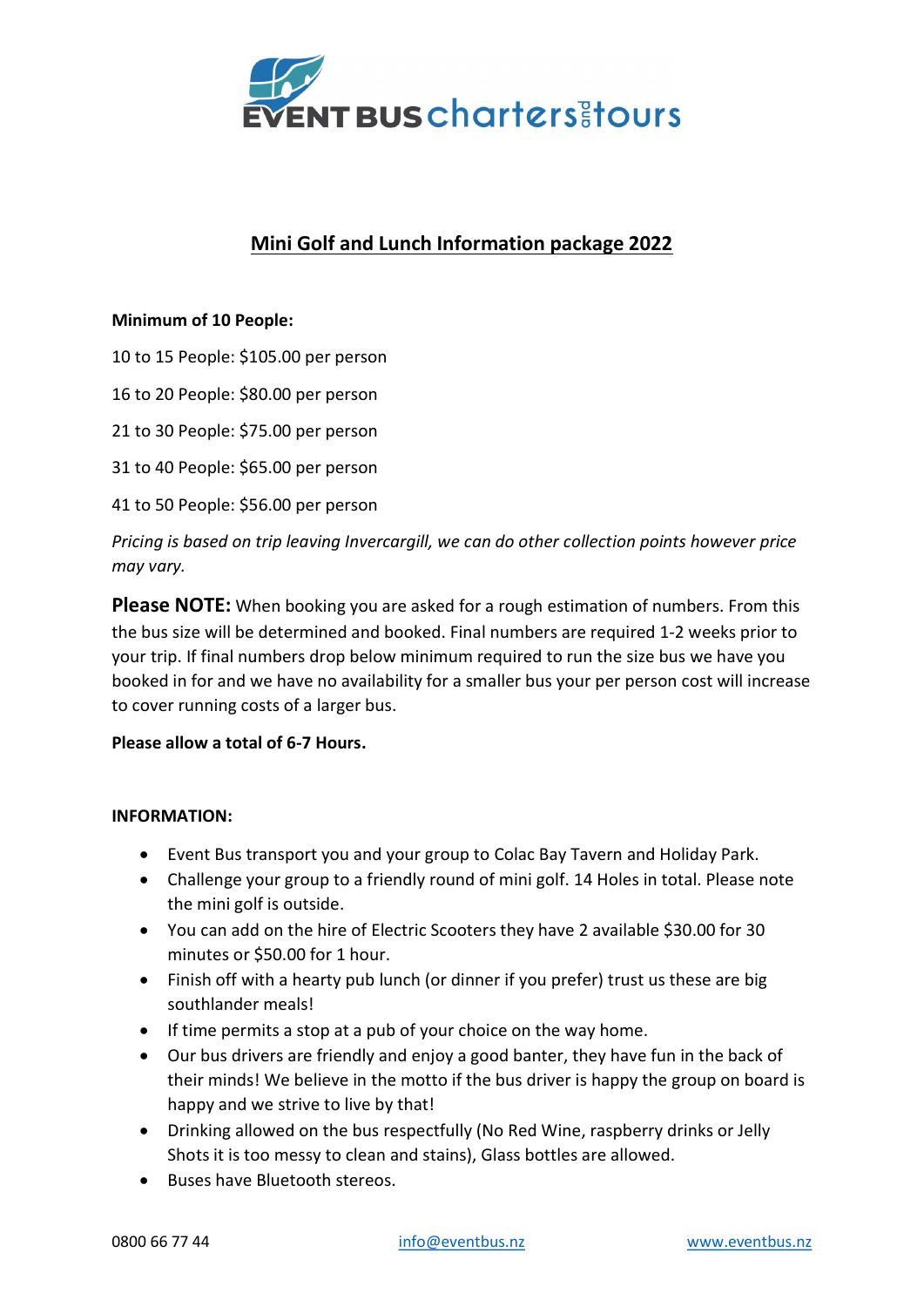EVENT BUS charters and tours

# Mini Golf and Lunch Information package 2022

**Minimum of 10 People:**

10 to 15 People: $105.00 per person

16 to 20 People: $80.00 per person

21 to 30 People: $75.00 per person

31 to 40 People: $65.00 per person

41 to 50 People: $56.00 per person

*Pricing is based on trip leaving Invercargill, we can do other collection points however price may vary.*

**Please NOTE:** When booking you are asked for a rough estimation of numbers. From this the bus size will be determined and booked. Final numbers are required 1-2 weeks prior to your trip. If final numbers drop below minimum required to run the size bus we have you booked in for and we have no availability for a smaller bus your per person cost will increase to cover running costs of a larger bus.

**Please allow a total of 6-7 Hours.**

**INFORMATION:**

- Event Bus transport you and your group to Colac Bay Tavern and Holiday Park.
- Challenge your group to a friendly round of mini golf. 14 Holes in total. Please note the mini golf is outside.
- You can add on the hire of Electric Scooters they have 2 available $30.00 for 30 minutes or $50.00 for 1 hour.
- Finish off with a hearty pub lunch (or dinner if you prefer) trust us these are big southlander meals!
- If time permits a stop at a pub of your choice on the way home.
- Our bus drivers are friendly and enjoy a good banter, they have fun in the back of their minds! We believe in the motto if the bus driver is happy the group on board is happy and we strive to live by that!
- Drinking allowed on the bus respectfully (No Red Wine, raspberry drinks or Jelly Shots it is too messy to clean and stains), Glass bottles are allowed.
- Buses have Bluetooth stereos.

0800 66 77 44 | info@eventbus.nz | www.eventbus.nz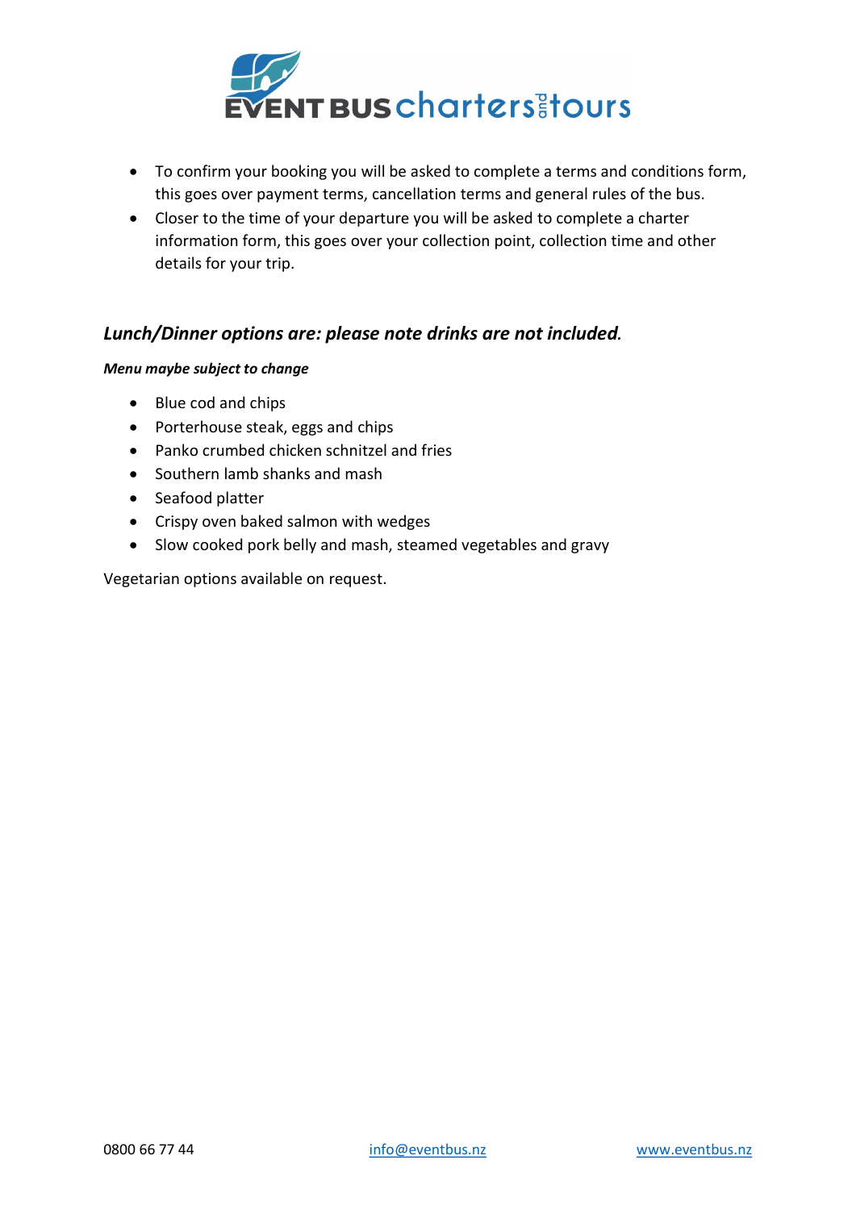- To confirm your booking you will be asked to complete a terms and conditions form, this goes over payment terms, cancellation terms and general rules of the bus.
- Closer to the time of your departure you will be asked to complete a charter information form, this goes over your collection point, collection time and other details for your trip.

## *Lunch/Dinner options are: please note drinks are not included.*

***Menu maybe subject to change***

- Blue cod and chips
- Porterhouse steak, eggs and chips
- Panko crumbed chicken schnitzel and fries
- Southern lamb shanks and mash
- Seafood platter
- Crispy oven baked salmon with wedges
- Slow cooked pork belly and mash, steamed vegetables and gravy

Vegetarian options available on request.